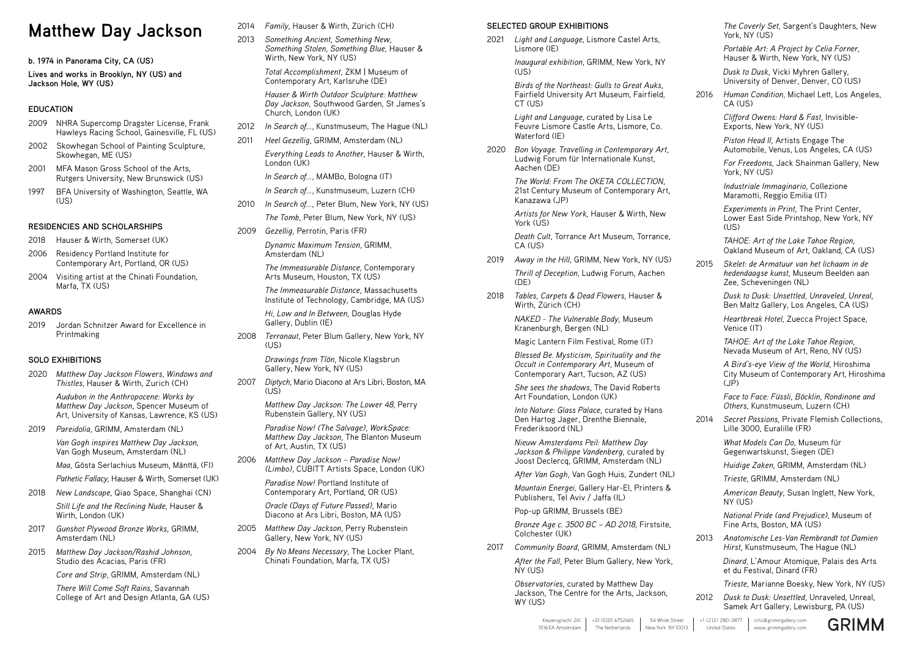# Matthew Day Jackson

**b. 1974 in Panorama City, CA (US)**

**Lives and works in Brooklyn, NY (US) and Jackson Hole, WY (US)**

## EDUCATION

2009 NHRA Supercomp Dragster License, Frank Hawleys Racing School, Gainesville, FL (US)

2002 Skowhegan School of Painting Sculpture, Skowhegan, ME (US)

2001 MFA Mason Gross School of the Arts, Rutgers University, New Brunswick (US)

1997 BFA University of Washington, Seattle, WA (US)

## RESIDENCIES AND SCHOLARSHIPS

2018 Hauser & Wirth, Somerset (UK)

2006 Residency Portland Institute for Contemporary Art, Portland, OR (US)

2004 Visiting artist at the Chinati Foundation, Marfa, TX (US)

## AWARDS

2019 Jordan Schnitzer Award for Excellence in Printmaking

## SOLO EXHIBITIONS

2020 *Matthew Day Jackson Flowers, Windows and Thistles*, Hauser & Wirth, Zurich (CH)

*Audubon in the Anthropocene: Works by Matthew Day Jackson*, Spencer Museum of Art, University of Kansas, Lawrence, KS (US)

2019 *Pareidolia*, GRIMM, Amsterdam (NL)

*Van Gogh inspires Matthew Day Jackson,* Van Gogh Museum, Amsterdam (NL)

*Maa*, Gösta Serlachius Museum, Mänttä, (FI)

*Pathetic Fallacy*, Hauser & Wirth, Somerset (UK)

2018 *New Landscape*, Qiao Space, Shanghai (CN)

*Still Life and the Reclining Nude,* Hauser & Wirth, London (UK)

2017 *Gunshot Plywood Bronze Works*, GRIMM, Amsterdam (NL)

2015 *Matthew Day Jackson/Rashid Johnson*, Studio des Acacias, Paris (FR)

*Core and Strip*, GRIMM, Amsterdam (NL)

*There Will Come Soft Rains,* Savannah College of Art and Design Atlanta, GA (US)

2014 *Family*, Hauser & Wirth, Zürich (CH)

2013 *Something Ancient, Something New, Something Stolen, Something Blue,* Hauser & Wirth, New York, NY (US)

*Total Accomplishment*, ZKM | Museum of Contemporary Art, Karlsruhe (DE)

*Hauser & Wirth Outdoor Sculpture: Matthew Day Jackson*, Southwood Garden, St James's Church, London (UK)

2012 *In Search of...*, Kunstmuseum, The Hague (NL)

2011 *Heel Gezellig*, GRIMM, Amsterdam (NL)

*Everything Leads to Another*, Hauser & Wirth, London (UK)

*In Search of...*, MAMBo, Bologna (IT)

*In Search of...*, Kunstmuseum, Luzern (CH)

2010 *In Search of...*, Peter Blum, New York, NY (US)

*The Tomb*, Peter Blum, New York, NY (US)

2009 *Gezellig*, Perrotin, Paris (FR)

*Dynamic Maximum Tension*, GRIMM, Amsterdam (NL)

*The Immeasurable Distance*, Contemporary Arts Museum, Houston, TX (US)

*The Immeasurable Distance*, Massachusetts Institute of Technology, Cambridge, MA (US)

*Hi, Low and In Between*, Douglas Hyde Gallery, Dublin (IE)

2008 *Terranaut*, Peter Blum Gallery, New York, NY (US)

*Drawings from Tlön*, Nicole Klagsbrun Gallery, New York, NY (US)

2007 *Diptych*, Mario Diacono at Ars Libri, Boston, MA (US)

*Matthew Day Jackson: The Lower 48*, Perry Rubenstein Gallery, NY (US)

*Paradise Now! (The Salvage), WorkSpace: Matthew Day Jackson*, The Blanton Museum of Art, Austin, TX (US)

2006 *Matthew Day Jackson – Paradise Now! (Limbo)*, CUBITT Artists Space, London (UK)

*Paradise Now!* Portland Institute of Contemporary Art, Portland, OR (US)

*Oracle (Days of Future Passed)*, Mario Diacono at Ars Libri, Boston, MA (US)

2005 *Matthew Day Jackson*, Perry Rubenstein Gallery, New York, NY (US)

2004 *By No Means Necessary*, The Locker Plant, Chinati Foundation, Marfa, TX (US)

## SELECTED GROUP EXHIBITIONS

2021 *Light and Language*, Lismore Castel Arts, Lismore (IE)

*Inaugural exhibition*, GRIMM, New York, NY (US)

*Birds of the Northeast: Gulls to Great Auks,* Fairfield University Art Museum, Fairfield, CT (US)

*Light and Language*, curated by Lisa Le Feuvre Lismore Castle Arts, Lismore, Co. Waterford (IE)

2020 *Bon Voyage. Travelling in Contemporary Art*, Ludwig Forum für Internationale Kunst, Aachen (DE)

*The World: From The OKETA COLLECTION*, 21st Century Museum of Contemporary Art, Kanazawa (JP)

*Artists for New York*, Hauser & Wirth, New York (US)

*Death Cult,* Torrance Art Museum, Torrance, CA (US)

2019 *Away in the Hill*, GRIMM, New York, NY (US)

*Thrill of Deception*, Ludwig Forum, Aachen (DE)

2018 *Tables, Carpets & Dead Flowers*, Hauser & Wirth, Zürich (CH)

*NAKED - The Vulnerable Body,* Museum Kranenburgh, Bergen (NL)

Magic Lantern Film Festival, Rome (IT)

*Blessed Be. Mysticism, Spirituality and the Occult in Contemporary Art*, Museum of Contemporary Aart, Tucson, AZ (US)

*She sees the shadows*, The David Roberts Art Foundation, London (UK)

*Into Nature: Glass Palace,* curated by Hans Den Hartog Jager, Drenthe Biennale, Frederiksoord (NL)

*Nieuw Amsterdams Peil: Matthew Day Jackson & Philippe Vandenberg,* curated by Joost Declercq, GRIMM, Amsterdam (NL)

*After Van Gogh,* Van Gogh Huis, Zundert (NL)

*Mountain Energei*, Gallery Har-El, Printers & Publishers, Tel Aviv / Jaffa (IL)

Pop-up GRIMM, Brussels (BE)

*Bronze Age c. 3500 BC – AD 2018,* Firstsite, Colchester (UK)

2017 *Community Board,* GRIMM, Amsterdam (NL)

*After the Fall,* Peter Blum Gallery, New York, NY (US)

*Observatories,* curated by Matthew Day Jackson, The Centre for the Arts, Jackson, WY (US)

*The Coverly Set,* Sargent's Daughters, New York, NY (US)

*Portable Art: A Project by Celia Forner,* Hauser & Wirth, New York, NY (US)

*Dusk to Dusk*, Vicki Myhren Gallery, University of Denver, Denver, CO (US)

2016 *Human Condition*, Michael Lett, Los Angeles, CA (US)

*Clifford Owens: Hard & Fast,* Invisible-Exports, New York, NY (US)

*Piston Head II,* Artists Engage The Automobile, Venus, Los Angeles, CA (US)

*For Freedoms,* Jack Shainman Gallery, New York, NY (US)

*Industriale Immaginario,* Collezione Maramotti, Reggio Emilia (IT)

*Experiments in Print,* The Print Center, Lower East Side Printshop, New York, NY (US)

*TAHOE: Art of the Lake Tahoe Region*, Oakland Museum of Art, Oakland, CA (US)

2015 *Skelet: de Armatuur van het lichaam in de hedendaagse kunst,* Museum Beelden aan Zee, Scheveningen (NL)

*Dusk to Dusk: Unsettled, Unraveled, Unreal,* Ben Maltz Gallery, Los Angeles, CA (US)

*Heartbreak Hotel,* Zuecca Project Space, Venice (IT)

*TAHOE: Art of the Lake Tahoe Region*, Nevada Museum of Art, Reno, NV (US)

*A Bird's-eye View of the World,* Hiroshima City Museum of Contemporary Art, Hiroshima (JP)

*Face to Face: Füssli, Böcklin, Rondinone and Others,* Kunstmuseum, Luzern (CH)

2014 *Secret Passions*, Private Flemish Collections, Lille 3000, Euralille (FR)

*What Models Can Do,* Museum für Gegenwartskunst, Siegen (DE)

*Huidige Zaken,* GRIMM, Amsterdam (NL)

*Trieste*, GRIMM, Amsterdam (NL)

*American Beauty,* Susan Inglett, New York, NY (US)

*National Pride (and Prejudice)*, Museum of Fine Arts, Boston, MA (US)

2013 *Anatomische Les-Van Rembrandt tot Damien Hirst,* Kunstmuseum, The Hague (NL)

*Dinard,* L'Amour Atomique, Palais des Arts et du Festival, Dinard (FR)

*Trieste,* Marianne Boesky, New York, NY (US)

2012 *Dusk to Dusk: Unsettled*, Unraveled, Unreal, Samek Art Gallery, Lewisburg, PA (US)

Keizersgracht 241 1016 EA Amsterdam | +31 (0)20 6752465 The Netherlands | 54 White Street New York NY 10013 | +1 (212) 280-3877 United States | info@grimmgallery.com www.grimmgallery.com

GRIMM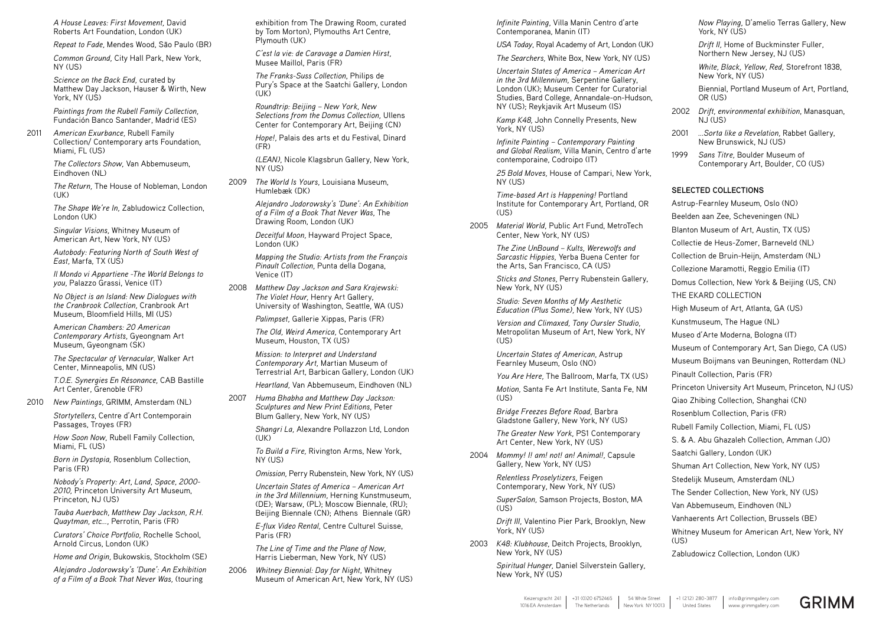*A House Leaves: First Movement,* David Roberts Art Foundation, London (UK)

*Repeat to Fade,* Mendes Wood, São Paulo (BR)

*Common Ground,* City Hall Park, New York, NY (US)

*Science on the Back End,* curated by Matthew Day Jackson, Hauser & Wirth, New York, NY (US)

*Paintings from the Rubell Family Collection,* Fundación Banco Santander, Madrid (ES)

2011 *American Exurbance,* Rubell Family Collection/ Contemporary arts Foundation, Miami, FL (US)

*The Collectors Show,* Van Abbemuseum, Eindhoven (NL)

*The Return,* The House of Nobleman, London (UK)

*The Shape We're In,* Zabludowicz Collection, London (UK)

*Singular Visions,* Whitney Museum of American Art, New York, NY (US)

*Autobody: Featuring North of South West of East,* Marfa, TX (US)

*Il Mondo vi Appartiene -The World Belongs to you,* Palazzo Grassi, Venice (IT)

*No Object is an Island: New Dialogues with the Cranbrook Collection,* Cranbrook Art Museum, Bloomfield Hills, MI (US)

*American Chambers: 20 American Contemporary Artists,* Gyeongnam Art Museum, Gyeongnam (SK)

*The Spectacular of Vernacular,* Walker Art Center, Minneapolis, MN (US)

*T.O.E. Synergies En Résonance,* CAB Bastille Art Center, Grenoble (FR)

2010 *New Paintings,* GRIMM, Amsterdam (NL)

*Stortytellers,* Centre d'Art Contemporain Passages, Troyes (FR)

*How Soon Now,* Rubell Family Collection, Miami, FL (US)

*Born in Dystopia,* Rosenblum Collection, Paris (FR)

*Nobody's Property: Art, Land, Space, 2000-2010,* Princeton University Art Museum, Princeton, NJ (US)

*Tauba Auerbach, Matthew Day Jackson, R.H. Quaytman, etc...,* Perrotin, Paris (FR)

*Curators' Choice Portfolio,* Rochelle School, Arnold Circus, London (UK)

*Home and Origin,* Bukowskis, Stockholm (SE)

*Alejandro Jodorowsky's 'Dune': An Exhibition of a Film of a Book That Never Was,* (touring exhibition from The Drawing Room, curated by Tom Morton), Plymouths Art Centre, Plymouth (UK)

*C'est la vie: de Caravage a Damien Hirst,* Musee Maillol, Paris (FR)

*The Franks-Suss Collection,* Philips de Pury's Space at the Saatchi Gallery, London (UK)

*Roundtrip: Beijing – New York, New Selections from the Domus Collection,* Ullens Center for Contemporary Art, Beijing (CN)

*Hope!,* Palais des arts et du Festival, Dinard (FR)

*(LEAN),* Nicole Klagsbrun Gallery, New York, NY (US)

2009 *The World Is Yours,* Louisiana Museum, Humlebæk (DK)

*Alejandro Jodorowsky's 'Dune': An Exhibition of a Film of a Book That Never Was,* The Drawing Room, London (UK)

*Deceitful Moon,* Hayward Project Space, London (UK)

*Mapping the Studio: Artists from the François Pinault Collection,* Punta della Dogana, Venice (IT)

2008 *Matthew Day Jackson and Sara Krajewski: The Violet Hour,* Henry Art Gallery, University of Washington, Seattle, WA (US)

*Palimpset,* Gallerie Xippas, Paris (FR)

*The Old, Weird America,* Contemporary Art Museum, Houston, TX (US)

*Mission: to Interpret and Understand Contemporary Art,* Martian Museum of Terrestrial Art, Barbican Gallery, London (UK)

*Heartland,* Van Abbemuseum, Eindhoven (NL)

2007 *Huma Bhabha and Matthew Day Jackson: Sculptures and New Print Editions,* Peter Blum Gallery, New York, NY (US)

*Shangri La,* Alexandre Pollazzon Ltd, London (UK)

*To Build a Fire,* Rivington Arms, New York, NY (US)

*Omission,* Perry Rubenstein, New York, NY (US)

*Uncertain States of America – American Art in the 3rd Millennium,* Herning Kunstmuseum, (DE); Warsaw, (PL); Moscow Biennale, (RU); Beijing Biennale (CN); Athens Biennale (GR)

*E-flux Video Rental,* Centre Culturel Suisse, Paris (FR)

*The Line of Time and the Plane of Now,* Harris Lieberman, New York, NY (US)

2006 *Whitney Biennial: Day for Night,* Whitney Museum of American Art, New York, NY (US)

*Infinite Painting,* Villa Manin Centro d'arte Contemporanea, Manin (IT)

*USA Today,* Royal Academy of Art, London (UK)

*The Searchers,* White Box, New York, NY (US)

*Uncertain States of America – American Art in the 3rd Millennium,* Serpentine Gallery, London (UK); Museum Center for Curatorial Studies, Bard College, Annandale-on-Hudson, NY (US); Reykjavik Art Museum (IS)

*Kamp K48,* John Connelly Presents, New York, NY (US)

*Infinite Painting – Contemporary Painting and Global Realism,* Villa Manin, Centro d'arte contemporaine, Codroipo (IT)

*25 Bold Moves,* House of Campari, New York, NY (US)

*Time-based Art is Happening!* Portland Institute for Contemporary Art, Portland, OR (US)

2005 *Material World,* Public Art Fund, MetroTech Center, New York, NY (US)

*The Zine UnBound – Kults, Werewolfs and Sarcastic Hippies,* Yerba Buena Center for the Arts, San Francisco, CA (US)

*Sticks and Stones,* Perry Rubenstein Gallery, New York, NY (US)

*Studio: Seven Months of My Aesthetic Education (Plus Some),* New York, NY (US)

*Version and Climaxed, Tony Oursler Studio,* Metropolitan Museum of Art, New York, NY (US)

*Uncertain States of American,* Astrup Fearnley Museum, Oslo (NO)

*You Are Here,* The Ballroom, Marfa, TX (US)

*Motion,* Santa Fe Art Institute, Santa Fe, NM (US)

*Bridge Freezes Before Road,* Barbra Gladstone Gallery, New York, NY (US)

*The Greater New York,* PS1 Contemporary Art Center, New York, NY (US)

2004 *Mommy! I! am! not! an! Animal!,* Capsule Gallery, New York, NY (US)

*Relentless Proselytizers,* Feigen Contemporary, New York, NY (US)

*SuperSalon,* Samson Projects, Boston, MA (US)

*Drift III,* Valentino Pier Park, Brooklyn, New York, NY (US)

2003 *K48: Klubhouse,* Deitch Projects, Brooklyn, New York, NY (US)

*Spiritual Hunger,* Daniel Silverstein Gallery, New York, NY (US)

*Now Playing,* D'amelio Terras Gallery, New York, NY (US)

*Drift II,* Home of Buckminster Fuller, Northern New Jersey, NJ (US)

*White, Black, Yellow, Red,* Storefront 1838, New York, NY (US)

Biennial, Portland Museum of Art, Portland, OR (US)

2002 *Drift, environmental exhibition,* Manasquan, NJ (US)

2001 *...Sorta like a Revelation,* Rabbet Gallery, New Brunswick, NJ (US)

1999 *Sans Titre,* Boulder Museum of Contemporary Art, Boulder, CO (US)

## SELECTED COLLECTIONS

Astrup-Fearnley Museum, Oslo (NO)

Beelden aan Zee, Scheveningen (NL)

Blanton Museum of Art, Austin, TX (US)

Collectie de Heus-Zomer, Barneveld (NL)

Collection de Bruin-Heijn, Amsterdam (NL)

Collezione Maramotti, Reggio Emilia (IT)

Domus Collection, New York & Beijing (US, CN)

THE EKARD COLLECTION

High Museum of Art, Atlanta, GA (US)

Kunstmuseum, The Hague (NL)

Museo d'Arte Moderna, Bologna (IT)

Museum of Contemporary Art, San Diego, CA (US)

Museum Boijmans van Beuningen, Rotterdam (NL)

Pinault Collection, Paris (FR)

Princeton University Art Museum, Princeton, NJ (US)

Qiao Zhibing Collection, Shanghai (CN)

Rosenblum Collection, Paris (FR)

Rubell Family Collection, Miami, FL (US)

S. & A. Abu Ghazaleh Collection, Amman (JO)

Saatchi Gallery, London (UK)

Shuman Art Collection, New York, NY (US)

Stedelijk Museum, Amsterdam (NL)

The Sender Collection, New York, NY (US)

Van Abbemuseum, Eindhoven (NL)

Vanhaerents Art Collection, Brussels (BE)

Whitney Museum for American Art, New York, NY (US)

Zabludowicz Collection, London (UK)